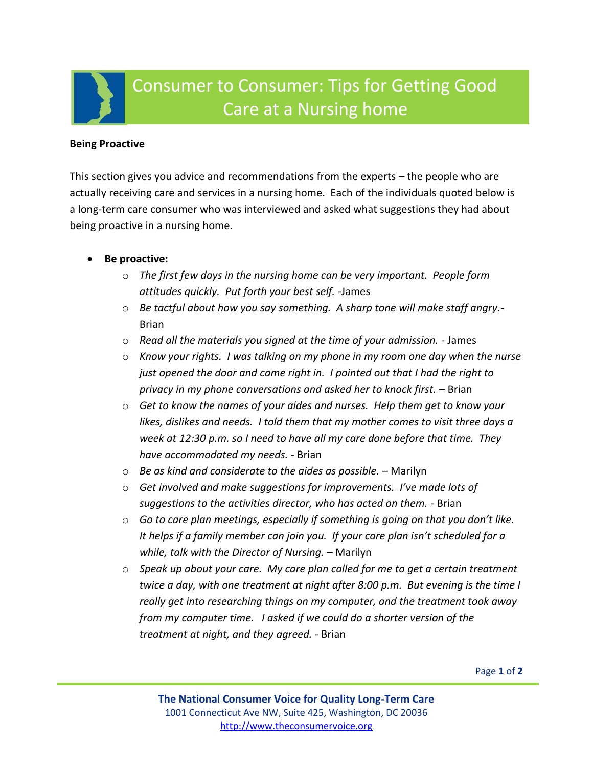# Consumer to Consumer: Tips for Getting Good Care at a Nursing home

**Being Proactive**

This section gives you advice and recommendations from the experts – the people who are actually receiving care and services in a nursing home. Each of the individuals quoted below is a long-term care consumer who was interviewed and asked what suggestions they had about being proactive in a nursing home.

- **Be proactive:**
  - *The first few days in the nursing home can be very important. People form attitudes quickly. Put forth your best self.* -James
  - *Be tactful about how you say something. A sharp tone will make staff angry.*- Brian
  - *Read all the materials you signed at the time of your admission.* - James
  - *Know your rights. I was talking on my phone in my room one day when the nurse just opened the door and came right in. I pointed out that I had the right to privacy in my phone conversations and asked her to knock first.* – Brian
  - *Get to know the names of your aides and nurses. Help them get to know your likes, dislikes and needs. I told them that my mother comes to visit three days a week at 12:30 p.m. so I need to have all my care done before that time. They have accommodated my needs.* - Brian
  - *Be as kind and considerate to the aides as possible.* – Marilyn
  - *Get involved and make suggestions for improvements. I've made lots of suggestions to the activities director, who has acted on them.* - Brian
  - *Go to care plan meetings, especially if something is going on that you don't like. It helps if a family member can join you. If your care plan isn't scheduled for a while, talk with the Director of Nursing.* – Marilyn
  - *Speak up about your care. My care plan called for me to get a certain treatment twice a day, with one treatment at night after 8:00 p.m. But evening is the time I really get into researching things on my computer, and the treatment took away from my computer time. I asked if we could do a shorter version of the treatment at night, and they agreed.* - Brian

**The National Consumer Voice for Quality Long-Term Care**
1001 Connecticut Ave NW, Suite 425, Washington, DC 20036
http://www.theconsumervoice.org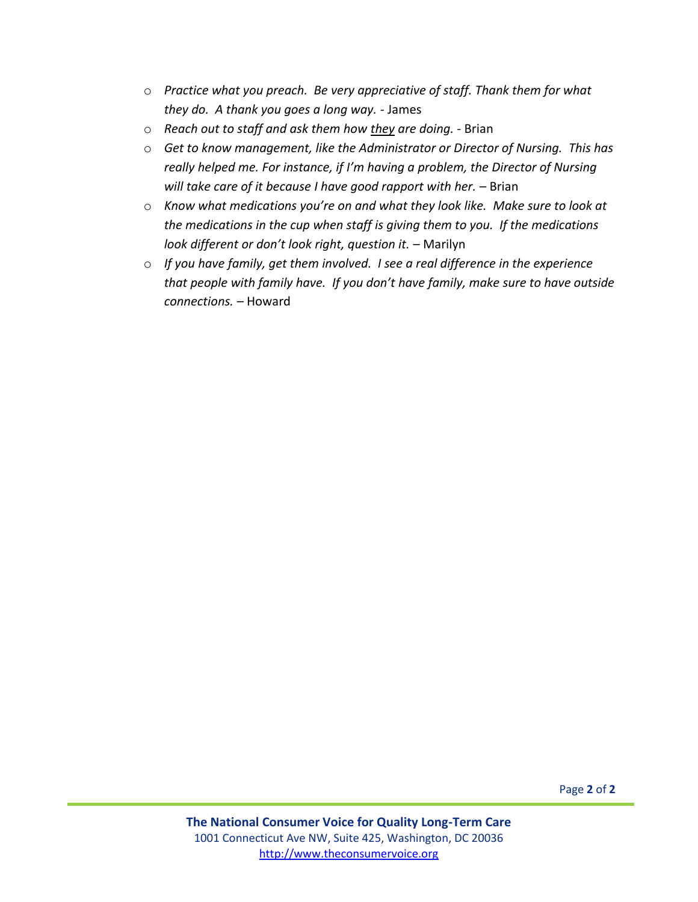- *Practice what you preach. Be very appreciative of staff. Thank them for what they do. A thank you goes a long way.* - James
- *Reach out to staff and ask them how <u>they</u> are doing.* - Brian
- *Get to know management, like the Administrator or Director of Nursing. This has really helped me. For instance, if I'm having a problem, the Director of Nursing will take care of it because I have good rapport with her.* – Brian
- *Know what medications you're on and what they look like. Make sure to look at the medications in the cup when staff is giving them to you. If the medications look different or don't look right, question it.* – Marilyn
- *If you have family, get them involved. I see a real difference in the experience that people with family have. If you don't have family, make sure to have outside connections.* – Howard

**The National Consumer Voice for Quality Long-Term Care**
1001 Connecticut Ave NW, Suite 425, Washington, DC 20036
http://www.theconsumervoice.org